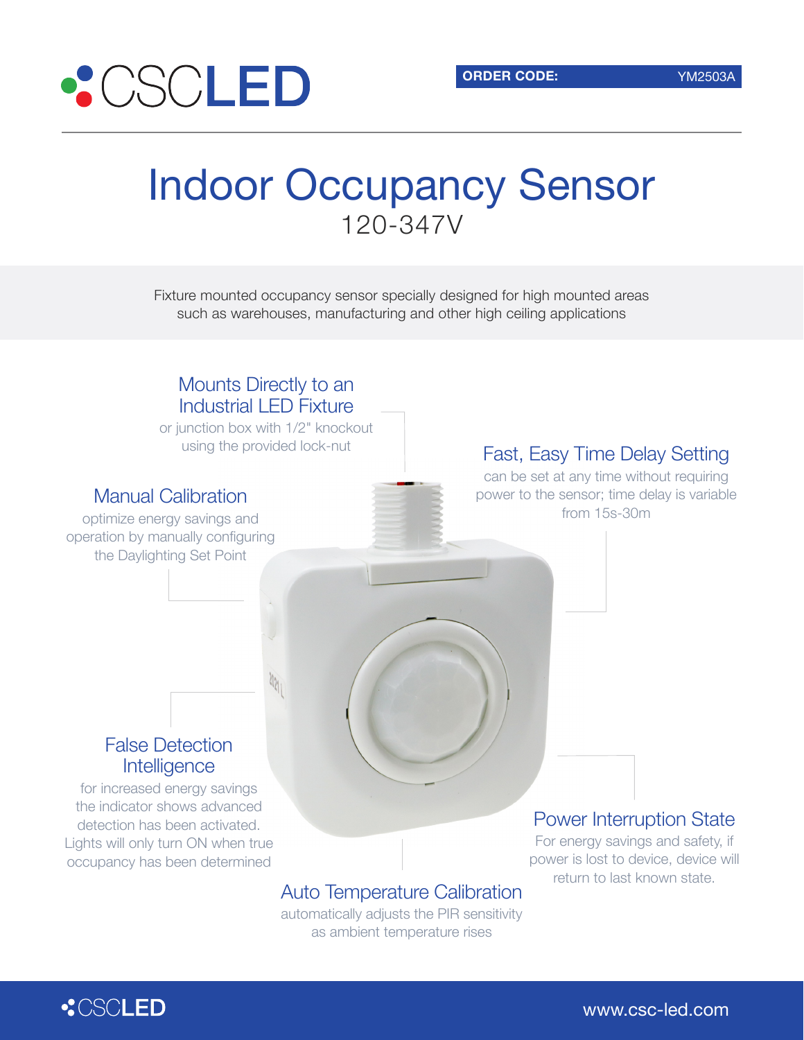CSCLED

**ORDER CODE:** YM2503A

# Indoor Occupancy Sensor

120-347V

Fixture mounted occupancy sensor specially designed for high mounted areas such as warehouses, manufacturing and other high ceiling applications

### Mounts Directly to an Industrial LED Fixture

or junction box with 1/2" knockout using the provided lock-nut

### Fast, Easy Time Delay Setting

can be set at any time without requiring power to the sensor; time delay is variable from 15s-30m

### Manual Calibration

optimize energy savings and operation by manually configuring the Daylighting Set Point

### False Detection Intelligence

for increased energy savings the indicator shows advanced detection has been activated. Lights will only turn ON when true occupancy has been determined

### Power Interruption State

For energy savings and safety, if power is lost to device, device will return to last known state.

### Auto Temperature Calibration

automatically adjusts the PIR sensitivity as ambient temperature rises

CSCLED

www.csc-led.com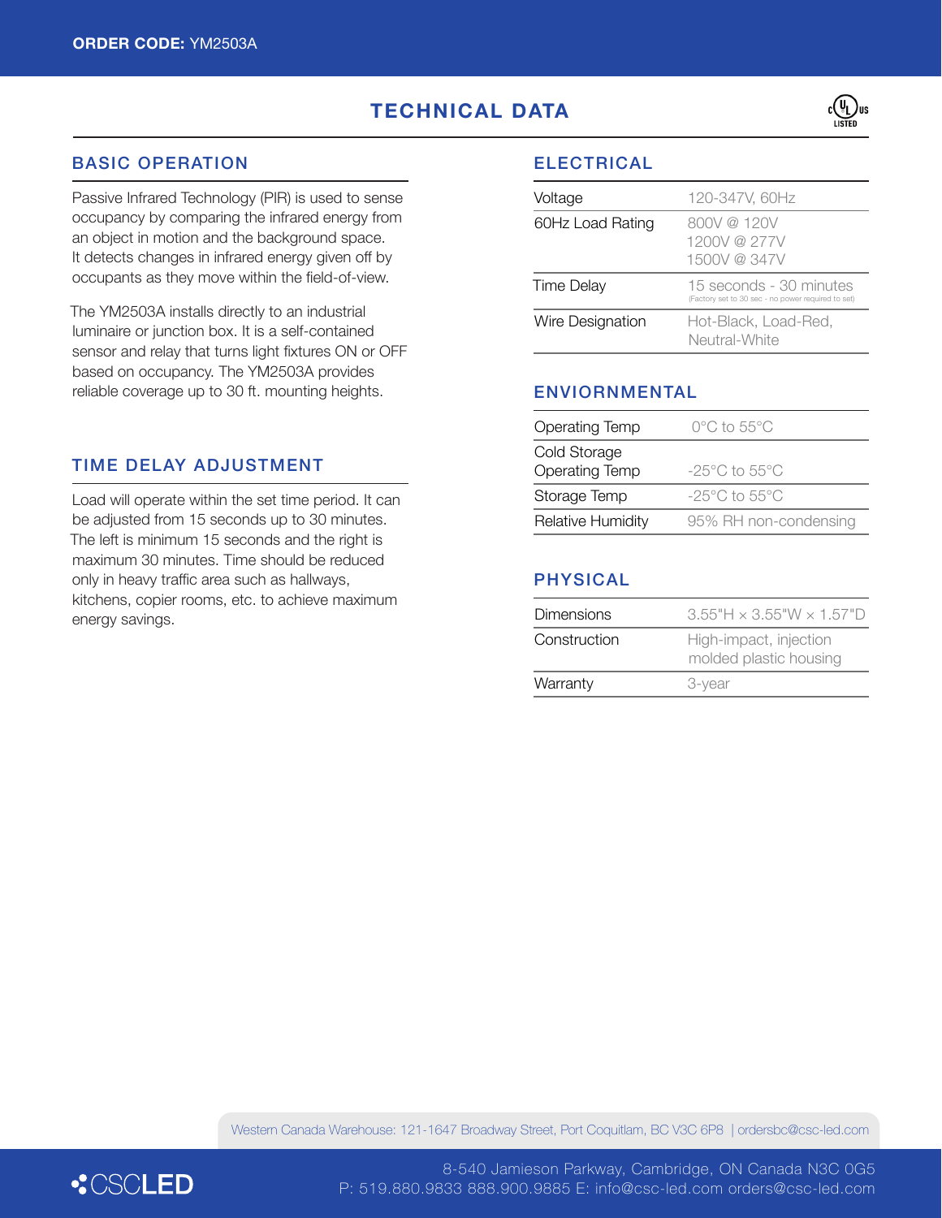ORDER CODE: YM2503A

# TECHNICAL DATA

## BASIC OPERATION

Passive Infrared Technology (PIR) is used to sense occupancy by comparing the infrared energy from an object in motion and the background space. It detects changes in infrared energy given off by occupants as they move within the field-of-view.

The YM2503A installs directly to an industrial luminaire or junction box. It is a self-contained sensor and relay that turns light fixtures ON or OFF based on occupancy. The YM2503A provides reliable coverage up to 30 ft. mounting heights.

## TIME DELAY ADJUSTMENT

Load will operate within the set time period. It can be adjusted from 15 seconds up to 30 minutes. The left is minimum 15 seconds and the right is maximum 30 minutes. Time should be reduced only in heavy traffic area such as hallways, kitchens, copier rooms, etc. to achieve maximum energy savings.

## ELECTRICAL

| | |
|---|---|
| Voltage | 120-347V, 60Hz |
| 60Hz Load Rating | 800V @ 120V<br>1200V @ 277V<br>1500V @ 347V |
| Time Delay | 15 seconds - 30 minutes<br>(Factory set to 30 sec - no power required to set) |
| Wire Designation | Hot-Black, Load-Red, Neutral-White |

## ENVIORNMENTAL

| | |
|---|---|
| Operating Temp | 0°C to 55°C |
| Cold Storage Operating Temp | -25°C to 55°C |
| Storage Temp | -25°C to 55°C |
| Relative Humidity | 95% RH non-condensing |

## PHYSICAL

| | |
|---|---|
| Dimensions | 3.55"H × 3.55"W × 1.57"D |
| Construction | High-impact, injection molded plastic housing |
| Warranty | 3-year |

Western Canada Warehouse: 121-1647 Broadway Street, Port Coquitlam, BC V3C 6P8 | ordersbc@csc-led.com

CSCLED

8-540 Jamieson Parkway, Cambridge, ON Canada N3C 0G5
P: 519.880.9833 888.900.9885 E: info@csc-led.com orders@csc-led.com